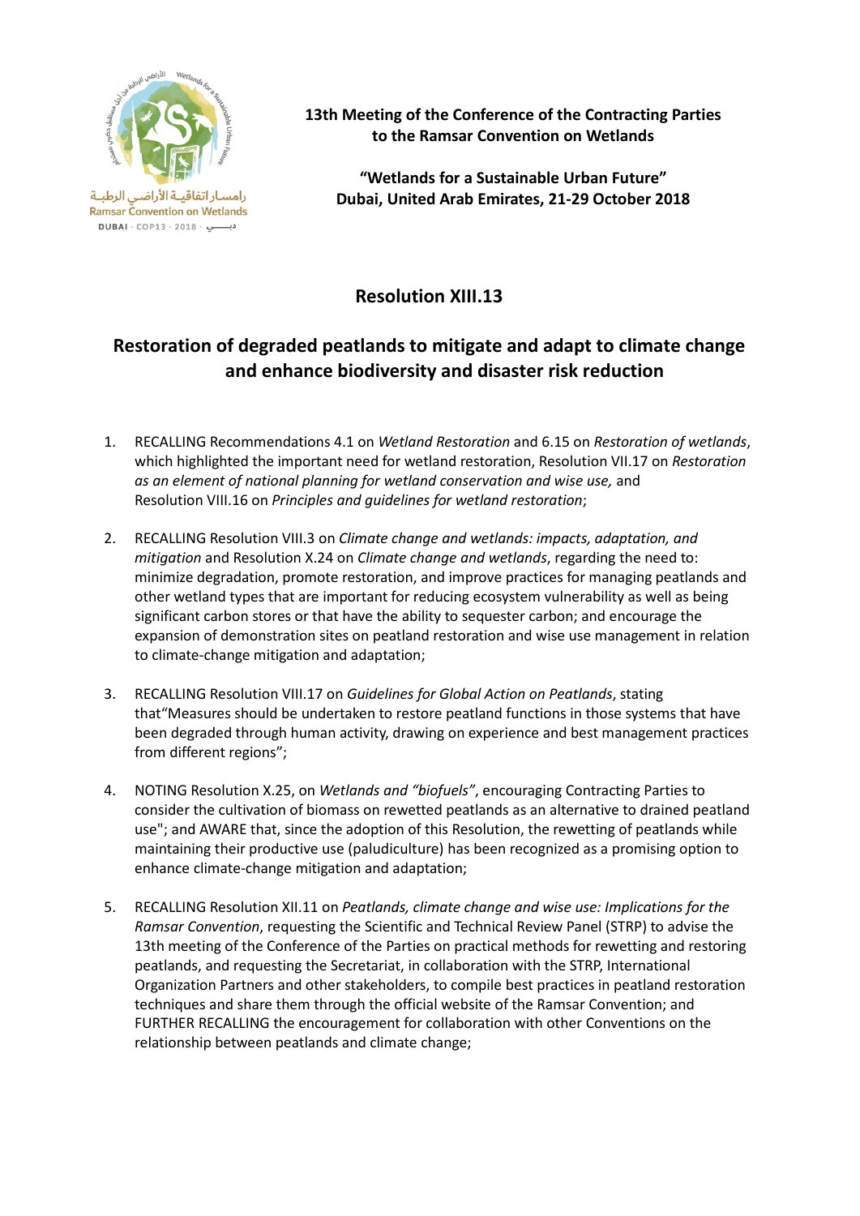13th Meeting of the Conference of the Contracting Parties to the Ramsar Convention on Wetlands

"Wetlands for a Sustainable Urban Future"
Dubai, United Arab Emirates, 21-29 October 2018

# Resolution XIII.13

## Restoration of degraded peatlands to mitigate and adapt to climate change and enhance biodiversity and disaster risk reduction

1. RECALLING Recommendations 4.1 on *Wetland Restoration* and 6.15 on *Restoration of wetlands*, which highlighted the important need for wetland restoration, Resolution VII.17 on *Restoration as an element of national planning for wetland conservation and wise use,* and Resolution VIII.16 on *Principles and guidelines for wetland restoration*;

2. RECALLING Resolution VIII.3 on *Climate change and wetlands: impacts, adaptation, and mitigation* and Resolution X.24 on *Climate change and wetlands*, regarding the need to: minimize degradation, promote restoration, and improve practices for managing peatlands and other wetland types that are important for reducing ecosystem vulnerability as well as being significant carbon stores or that have the ability to sequester carbon; and encourage the expansion of demonstration sites on peatland restoration and wise use management in relation to climate-change mitigation and adaptation;

3. RECALLING Resolution VIII.17 on *Guidelines for Global Action on Peatlands*, stating that"Measures should be undertaken to restore peatland functions in those systems that have been degraded through human activity, drawing on experience and best management practices from different regions";

4. NOTING Resolution X.25, on *Wetlands and "biofuels"*, encouraging Contracting Parties to consider the cultivation of biomass on rewetted peatlands as an alternative to drained peatland use"; and AWARE that, since the adoption of this Resolution, the rewetting of peatlands while maintaining their productive use (paludiculture) has been recognized as a promising option to enhance climate-change mitigation and adaptation;

5. RECALLING Resolution XII.11 on *Peatlands, climate change and wise use: Implications for the Ramsar Convention*, requesting the Scientific and Technical Review Panel (STRP) to advise the 13th meeting of the Conference of the Parties on practical methods for rewetting and restoring peatlands, and requesting the Secretariat, in collaboration with the STRP, International Organization Partners and other stakeholders, to compile best practices in peatland restoration techniques and share them through the official website of the Ramsar Convention; and FURTHER RECALLING the encouragement for collaboration with other Conventions on the relationship between peatlands and climate change;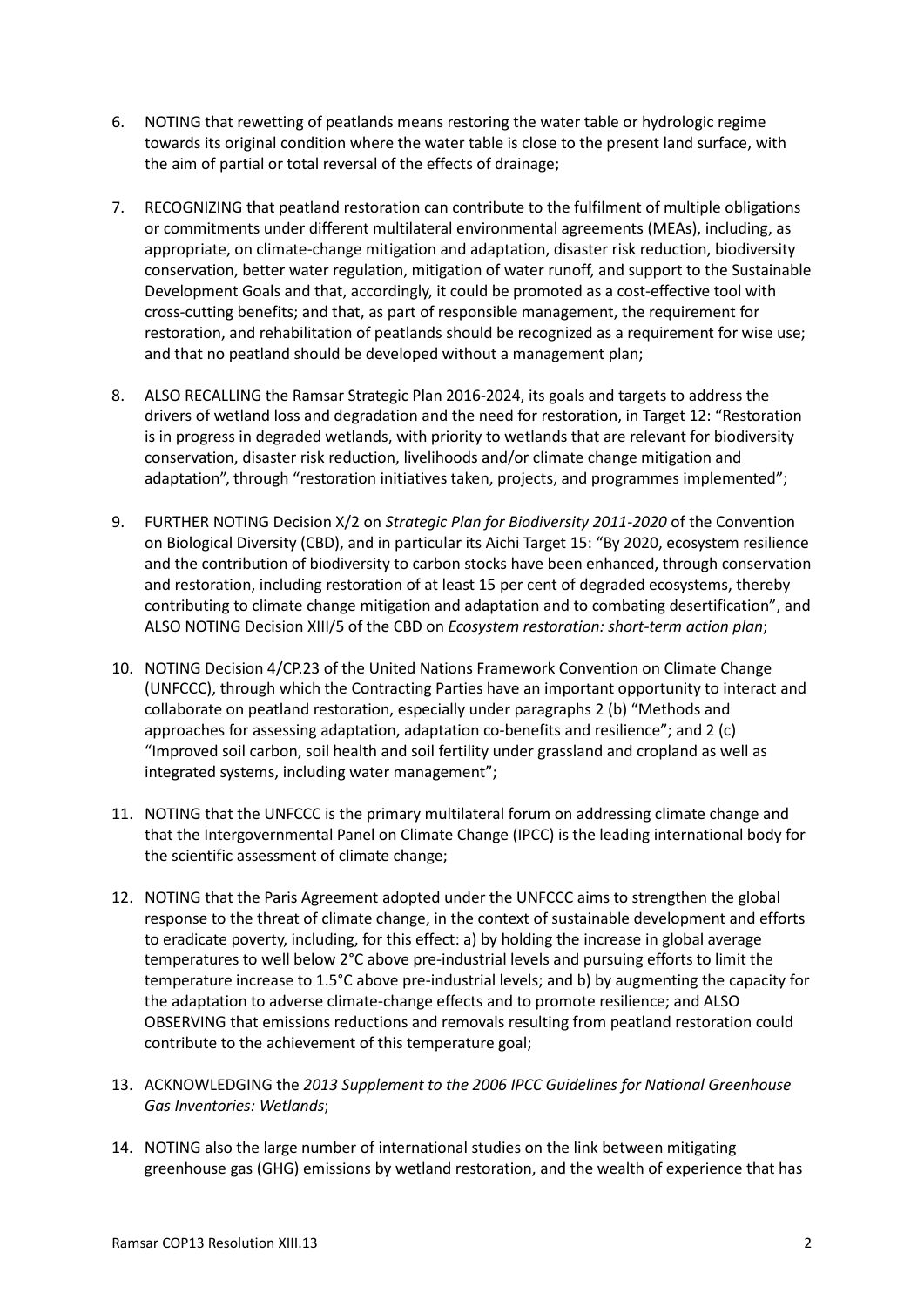6. NOTING that rewetting of peatlands means restoring the water table or hydrologic regime towards its original condition where the water table is close to the present land surface, with the aim of partial or total reversal of the effects of drainage;

7. RECOGNIZING that peatland restoration can contribute to the fulfilment of multiple obligations or commitments under different multilateral environmental agreements (MEAs), including, as appropriate, on climate-change mitigation and adaptation, disaster risk reduction, biodiversity conservation, better water regulation, mitigation of water runoff, and support to the Sustainable Development Goals and that, accordingly, it could be promoted as a cost-effective tool with cross-cutting benefits; and that, as part of responsible management, the requirement for restoration, and rehabilitation of peatlands should be recognized as a requirement for wise use; and that no peatland should be developed without a management plan;

8. ALSO RECALLING the Ramsar Strategic Plan 2016-2024, its goals and targets to address the drivers of wetland loss and degradation and the need for restoration, in Target 12: "Restoration is in progress in degraded wetlands, with priority to wetlands that are relevant for biodiversity conservation, disaster risk reduction, livelihoods and/or climate change mitigation and adaptation", through "restoration initiatives taken, projects, and programmes implemented";

9. FURTHER NOTING Decision X/2 on *Strategic Plan for Biodiversity 2011-2020* of the Convention on Biological Diversity (CBD), and in particular its Aichi Target 15: "By 2020, ecosystem resilience and the contribution of biodiversity to carbon stocks have been enhanced, through conservation and restoration, including restoration of at least 15 per cent of degraded ecosystems, thereby contributing to climate change mitigation and adaptation and to combating desertification", and ALSO NOTING Decision XIII/5 of the CBD on *Ecosystem restoration: short-term action plan*;

10. NOTING Decision 4/CP.23 of the United Nations Framework Convention on Climate Change (UNFCCC), through which the Contracting Parties have an important opportunity to interact and collaborate on peatland restoration, especially under paragraphs 2 (b) "Methods and approaches for assessing adaptation, adaptation co-benefits and resilience"; and 2 (c) "Improved soil carbon, soil health and soil fertility under grassland and cropland as well as integrated systems, including water management";

11. NOTING that the UNFCCC is the primary multilateral forum on addressing climate change and that the Intergovernmental Panel on Climate Change (IPCC) is the leading international body for the scientific assessment of climate change;

12. NOTING that the Paris Agreement adopted under the UNFCCC aims to strengthen the global response to the threat of climate change, in the context of sustainable development and efforts to eradicate poverty, including, for this effect: a) by holding the increase in global average temperatures to well below 2°C above pre-industrial levels and pursuing efforts to limit the temperature increase to 1.5°C above pre-industrial levels; and b) by augmenting the capacity for the adaptation to adverse climate-change effects and to promote resilience; and ALSO OBSERVING that emissions reductions and removals resulting from peatland restoration could contribute to the achievement of this temperature goal;

13. ACKNOWLEDGING the *2013 Supplement to the 2006 IPCC Guidelines for National Greenhouse Gas Inventories: Wetlands*;

14. NOTING also the large number of international studies on the link between mitigating greenhouse gas (GHG) emissions by wetland restoration, and the wealth of experience that has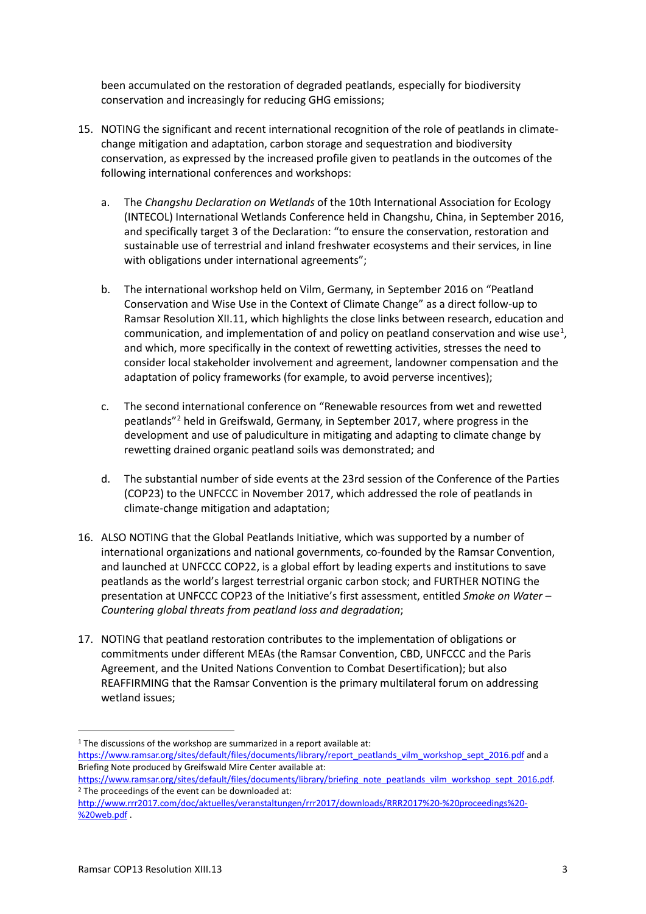been accumulated on the restoration of degraded peatlands, especially for biodiversity conservation and increasingly for reducing GHG emissions;

15. NOTING the significant and recent international recognition of the role of peatlands in climate-change mitigation and adaptation, carbon storage and sequestration and biodiversity conservation, as expressed by the increased profile given to peatlands in the outcomes of the following international conferences and workshops:

    a. The *Changshu Declaration on Wetlands* of the 10th International Association for Ecology (INTECOL) International Wetlands Conference held in Changshu, China, in September 2016, and specifically target 3 of the Declaration: "to ensure the conservation, restoration and sustainable use of terrestrial and inland freshwater ecosystems and their services, in line with obligations under international agreements";

    b. The international workshop held on Vilm, Germany, in September 2016 on "Peatland Conservation and Wise Use in the Context of Climate Change" as a direct follow-up to Ramsar Resolution XII.11, which highlights the close links between research, education and communication, and implementation of and policy on peatland conservation and wise use[1], and which, more specifically in the context of rewetting activities, stresses the need to consider local stakeholder involvement and agreement, landowner compensation and the adaptation of policy frameworks (for example, to avoid perverse incentives);

    c. The second international conference on "Renewable resources from wet and rewetted peatlands"[2] held in Greifswald, Germany, in September 2017, where progress in the development and use of paludiculture in mitigating and adapting to climate change by rewetting drained organic peatland soils was demonstrated; and

    d. The substantial number of side events at the 23rd session of the Conference of the Parties (COP23) to the UNFCCC in November 2017, which addressed the role of peatlands in climate-change mitigation and adaptation;

16. ALSO NOTING that the Global Peatlands Initiative, which was supported by a number of international organizations and national governments, co-founded by the Ramsar Convention, and launched at UNFCCC COP22, is a global effort by leading experts and institutions to save peatlands as the world's largest terrestrial organic carbon stock; and FURTHER NOTING the presentation at UNFCCC COP23 of the Initiative's first assessment, entitled *Smoke on Water – Countering global threats from peatland loss and degradation*;

17. NOTING that peatland restoration contributes to the implementation of obligations or commitments under different MEAs (the Ramsar Convention, CBD, UNFCCC and the Paris Agreement, and the United Nations Convention to Combat Desertification); but also REAFFIRMING that the Ramsar Convention is the primary multilateral forum on addressing wetland issues;

---

[1] The discussions of the workshop are summarized in a report available at: https://www.ramsar.org/sites/default/files/documents/library/report_peatlands_vilm_workshop_sept_2016.pdf and a Briefing Note produced by Greifswald Mire Center available at: https://www.ramsar.org/sites/default/files/documents/library/briefing_note_peatlands_vilm_workshop_sept_2016.pdf.

[2] The proceedings of the event can be downloaded at: http://www.rrr2017.com/doc/aktuelles/veranstaltungen/rrr2017/downloads/RRR2017%20-%20proceedings%20-%20web.pdf .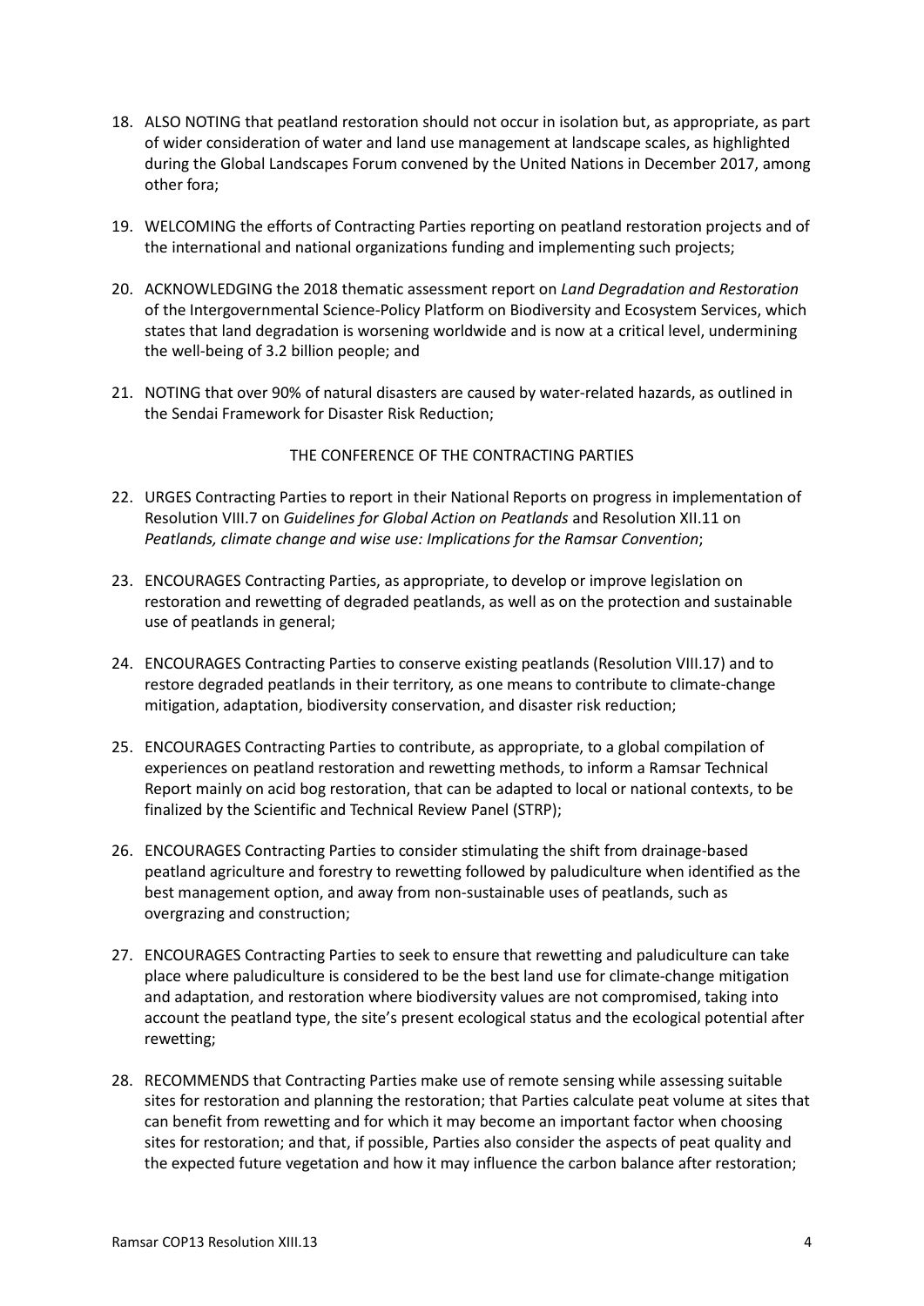18. ALSO NOTING that peatland restoration should not occur in isolation but, as appropriate, as part of wider consideration of water and land use management at landscape scales, as highlighted during the Global Landscapes Forum convened by the United Nations in December 2017, among other fora;

19. WELCOMING the efforts of Contracting Parties reporting on peatland restoration projects and of the international and national organizations funding and implementing such projects;

20. ACKNOWLEDGING the 2018 thematic assessment report on *Land Degradation and Restoration* of the Intergovernmental Science-Policy Platform on Biodiversity and Ecosystem Services, which states that land degradation is worsening worldwide and is now at a critical level, undermining the well-being of 3.2 billion people; and

21. NOTING that over 90% of natural disasters are caused by water-related hazards, as outlined in the Sendai Framework for Disaster Risk Reduction;

THE CONFERENCE OF THE CONTRACTING PARTIES

22. URGES Contracting Parties to report in their National Reports on progress in implementation of Resolution VIII.7 on *Guidelines for Global Action on Peatlands* and Resolution XII.11 on *Peatlands, climate change and wise use: Implications for the Ramsar Convention*;

23. ENCOURAGES Contracting Parties, as appropriate, to develop or improve legislation on restoration and rewetting of degraded peatlands, as well as on the protection and sustainable use of peatlands in general;

24. ENCOURAGES Contracting Parties to conserve existing peatlands (Resolution VIII.17) and to restore degraded peatlands in their territory, as one means to contribute to climate-change mitigation, adaptation, biodiversity conservation, and disaster risk reduction;

25. ENCOURAGES Contracting Parties to contribute, as appropriate, to a global compilation of experiences on peatland restoration and rewetting methods, to inform a Ramsar Technical Report mainly on acid bog restoration, that can be adapted to local or national contexts, to be finalized by the Scientific and Technical Review Panel (STRP);

26. ENCOURAGES Contracting Parties to consider stimulating the shift from drainage-based peatland agriculture and forestry to rewetting followed by paludiculture when identified as the best management option, and away from non-sustainable uses of peatlands, such as overgrazing and construction;

27. ENCOURAGES Contracting Parties to seek to ensure that rewetting and paludiculture can take place where paludiculture is considered to be the best land use for climate-change mitigation and adaptation, and restoration where biodiversity values are not compromised, taking into account the peatland type, the site's present ecological status and the ecological potential after rewetting;

28. RECOMMENDS that Contracting Parties make use of remote sensing while assessing suitable sites for restoration and planning the restoration; that Parties calculate peat volume at sites that can benefit from rewetting and for which it may become an important factor when choosing sites for restoration; and that, if possible, Parties also consider the aspects of peat quality and the expected future vegetation and how it may influence the carbon balance after restoration;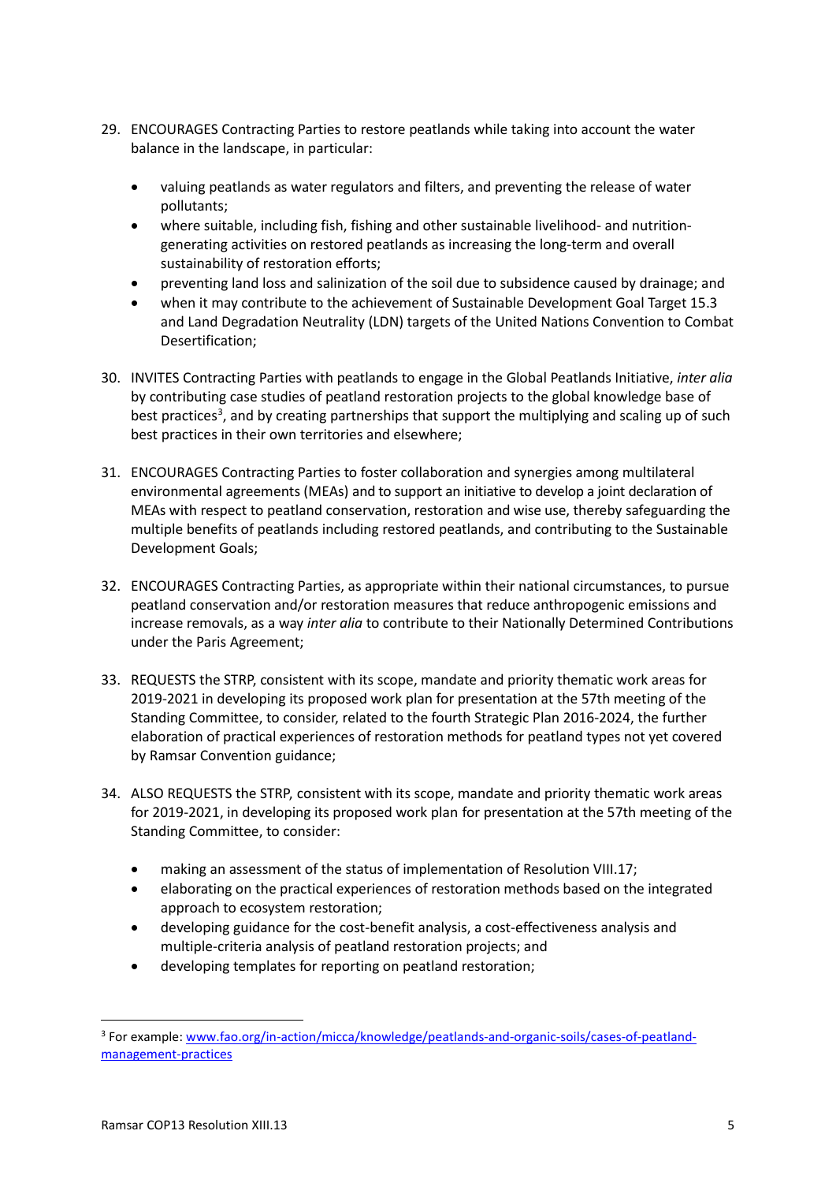29. ENCOURAGES Contracting Parties to restore peatlands while taking into account the water balance in the landscape, in particular:

    - valuing peatlands as water regulators and filters, and preventing the release of water pollutants;
    - where suitable, including fish, fishing and other sustainable livelihood- and nutrition-generating activities on restored peatlands as increasing the long-term and overall sustainability of restoration efforts;
    - preventing land loss and salinization of the soil due to subsidence caused by drainage; and
    - when it may contribute to the achievement of Sustainable Development Goal Target 15.3 and Land Degradation Neutrality (LDN) targets of the United Nations Convention to Combat Desertification;

30. INVITES Contracting Parties with peatlands to engage in the Global Peatlands Initiative, *inter alia* by contributing case studies of peatland restoration projects to the global knowledge base of best practices[3], and by creating partnerships that support the multiplying and scaling up of such best practices in their own territories and elsewhere;

31. ENCOURAGES Contracting Parties to foster collaboration and synergies among multilateral environmental agreements (MEAs) and to support an initiative to develop a joint declaration of MEAs with respect to peatland conservation, restoration and wise use, thereby safeguarding the multiple benefits of peatlands including restored peatlands, and contributing to the Sustainable Development Goals;

32. ENCOURAGES Contracting Parties, as appropriate within their national circumstances, to pursue peatland conservation and/or restoration measures that reduce anthropogenic emissions and increase removals, as a way *inter alia* to contribute to their Nationally Determined Contributions under the Paris Agreement;

33. REQUESTS the STRP, consistent with its scope, mandate and priority thematic work areas for 2019-2021 in developing its proposed work plan for presentation at the 57th meeting of the Standing Committee, to consider, related to the fourth Strategic Plan 2016-2024, the further elaboration of practical experiences of restoration methods for peatland types not yet covered by Ramsar Convention guidance;

34. ALSO REQUESTS the STRP, consistent with its scope, mandate and priority thematic work areas for 2019-2021, in developing its proposed work plan for presentation at the 57th meeting of the Standing Committee, to consider:

    - making an assessment of the status of implementation of Resolution VIII.17;
    - elaborating on the practical experiences of restoration methods based on the integrated approach to ecosystem restoration;
    - developing guidance for the cost-benefit analysis, a cost-effectiveness analysis and multiple-criteria analysis of peatland restoration projects; and
    - developing templates for reporting on peatland restoration;

---

[3] For example: [www.fao.org/in-action/micca/knowledge/peatlands-and-organic-soils/cases-of-peatland-management-practices](www.fao.org/in-action/micca/knowledge/peatlands-and-organic-soils/cases-of-peatland-management-practices)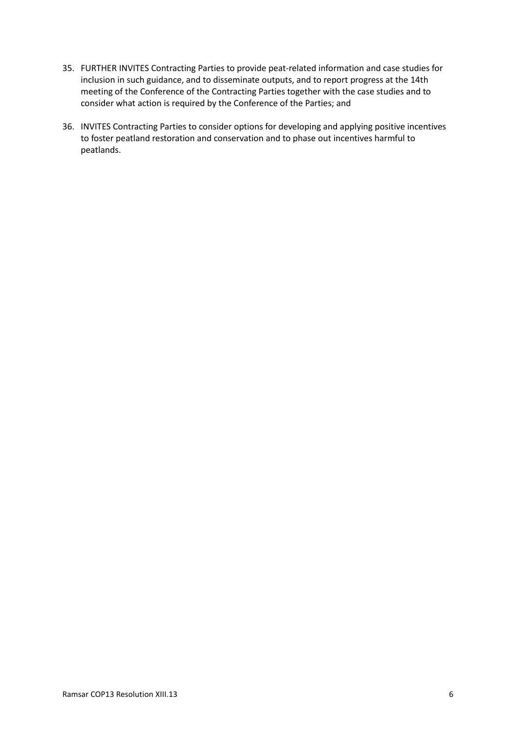35. FURTHER INVITES Contracting Parties to provide peat-related information and case studies for inclusion in such guidance, and to disseminate outputs, and to report progress at the 14th meeting of the Conference of the Contracting Parties together with the case studies and to consider what action is required by the Conference of the Parties; and

36. INVITES Contracting Parties to consider options for developing and applying positive incentives to foster peatland restoration and conservation and to phase out incentives harmful to peatlands.